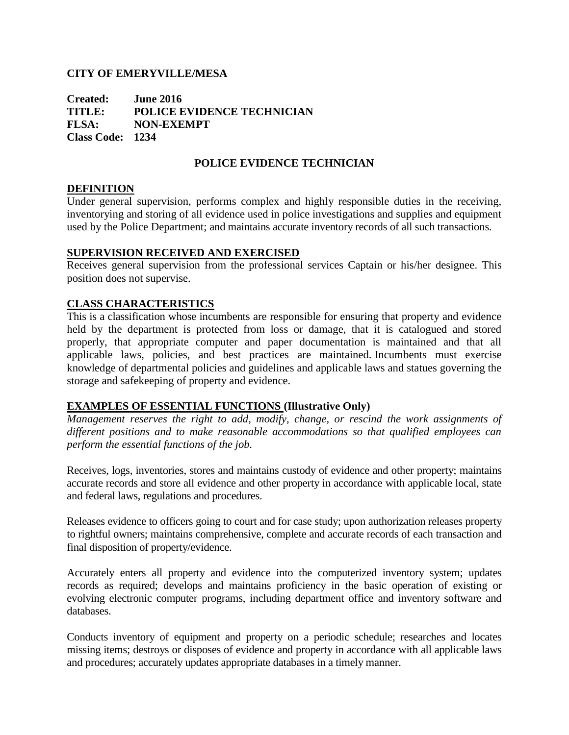**CITY OF EMERYVILLE/MESA**

**Created:** **June 2016**
**TITLE:** **POLICE EVIDENCE TECHNICIAN**
**FLSA:** **NON-EXEMPT**
**Class Code:** **1234**

# POLICE EVIDENCE TECHNICIAN

## DEFINITION

Under general supervision, performs complex and highly responsible duties in the receiving, inventorying and storing of all evidence used in police investigations and supplies and equipment used by the Police Department; and maintains accurate inventory records of all such transactions.

## SUPERVISION RECEIVED AND EXERCISED

Receives general supervision from the professional services Captain or his/her designee. This position does not supervise.

## CLASS CHARACTERISTICS

This is a classification whose incumbents are responsible for ensuring that property and evidence held by the department is protected from loss or damage, that it is catalogued and stored properly, that appropriate computer and paper documentation is maintained and that all applicable laws, policies, and best practices are maintained. Incumbents must exercise knowledge of departmental policies and guidelines and applicable laws and statues governing the storage and safekeeping of property and evidence.

## EXAMPLES OF ESSENTIAL FUNCTIONS (Illustrative Only)

*Management reserves the right to add, modify, change, or rescind the work assignments of different positions and to make reasonable accommodations so that qualified employees can perform the essential functions of the job.*

Receives, logs, inventories, stores and maintains custody of evidence and other property; maintains accurate records and store all evidence and other property in accordance with applicable local, state and federal laws, regulations and procedures.

Releases evidence to officers going to court and for case study; upon authorization releases property to rightful owners; maintains comprehensive, complete and accurate records of each transaction and final disposition of property/evidence.

Accurately enters all property and evidence into the computerized inventory system; updates records as required; develops and maintains proficiency in the basic operation of existing or evolving electronic computer programs, including department office and inventory software and databases.

Conducts inventory of equipment and property on a periodic schedule; researches and locates missing items; destroys or disposes of evidence and property in accordance with all applicable laws and procedures; accurately updates appropriate databases in a timely manner.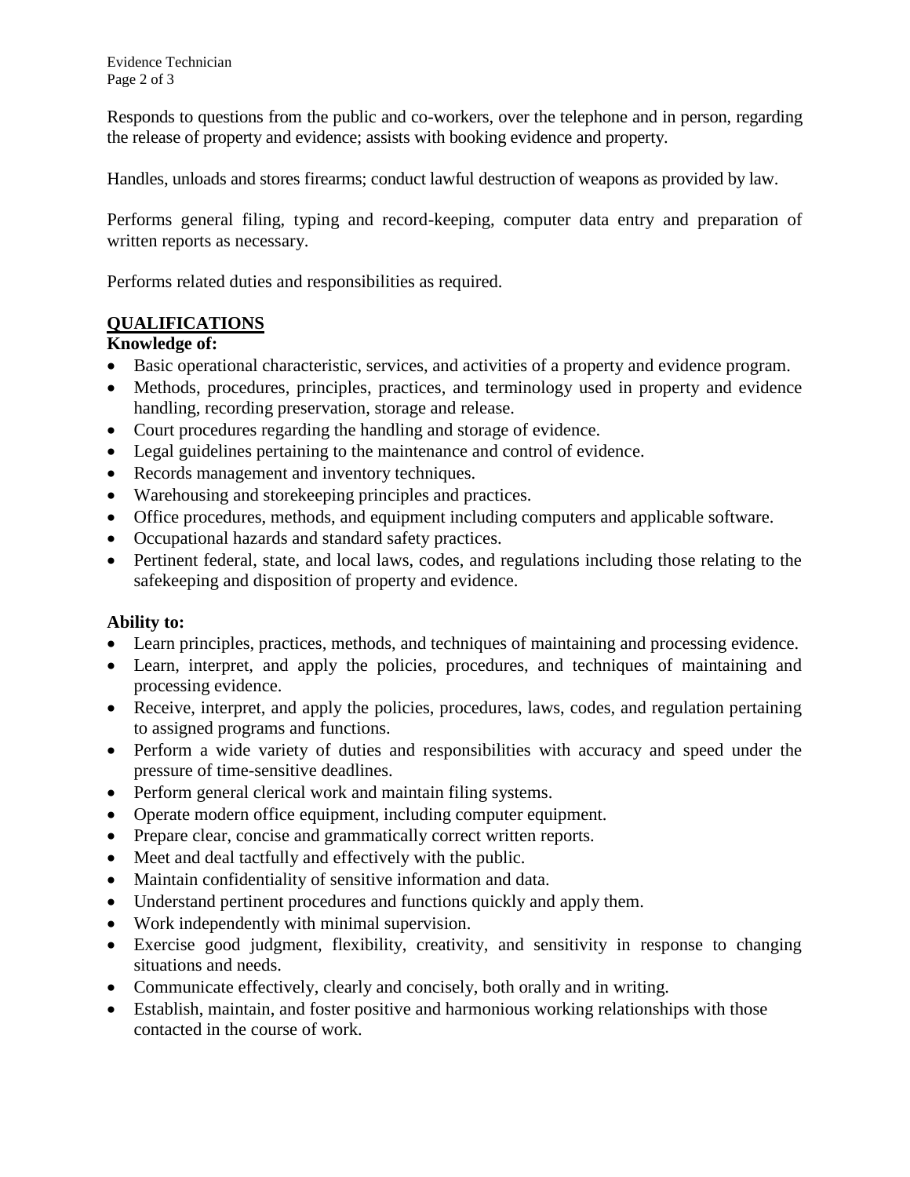Responds to questions from the public and co-workers, over the telephone and in person, regarding the release of property and evidence; assists with booking evidence and property.

Handles, unloads and stores firearms; conduct lawful destruction of weapons as provided by law.

Performs general filing, typing and record-keeping, computer data entry and preparation of written reports as necessary.

Performs related duties and responsibilities as required.

## QUALIFICATIONS

**Knowledge of:**

- Basic operational characteristic, services, and activities of a property and evidence program.
- Methods, procedures, principles, practices, and terminology used in property and evidence handling, recording preservation, storage and release.
- Court procedures regarding the handling and storage of evidence.
- Legal guidelines pertaining to the maintenance and control of evidence.
- Records management and inventory techniques.
- Warehousing and storekeeping principles and practices.
- Office procedures, methods, and equipment including computers and applicable software.
- Occupational hazards and standard safety practices.
- Pertinent federal, state, and local laws, codes, and regulations including those relating to the safekeeping and disposition of property and evidence.

**Ability to:**

- Learn principles, practices, methods, and techniques of maintaining and processing evidence.
- Learn, interpret, and apply the policies, procedures, and techniques of maintaining and processing evidence.
- Receive, interpret, and apply the policies, procedures, laws, codes, and regulation pertaining to assigned programs and functions.
- Perform a wide variety of duties and responsibilities with accuracy and speed under the pressure of time-sensitive deadlines.
- Perform general clerical work and maintain filing systems.
- Operate modern office equipment, including computer equipment.
- Prepare clear, concise and grammatically correct written reports.
- Meet and deal tactfully and effectively with the public.
- Maintain confidentiality of sensitive information and data.
- Understand pertinent procedures and functions quickly and apply them.
- Work independently with minimal supervision.
- Exercise good judgment, flexibility, creativity, and sensitivity in response to changing situations and needs.
- Communicate effectively, clearly and concisely, both orally and in writing.
- Establish, maintain, and foster positive and harmonious working relationships with those contacted in the course of work.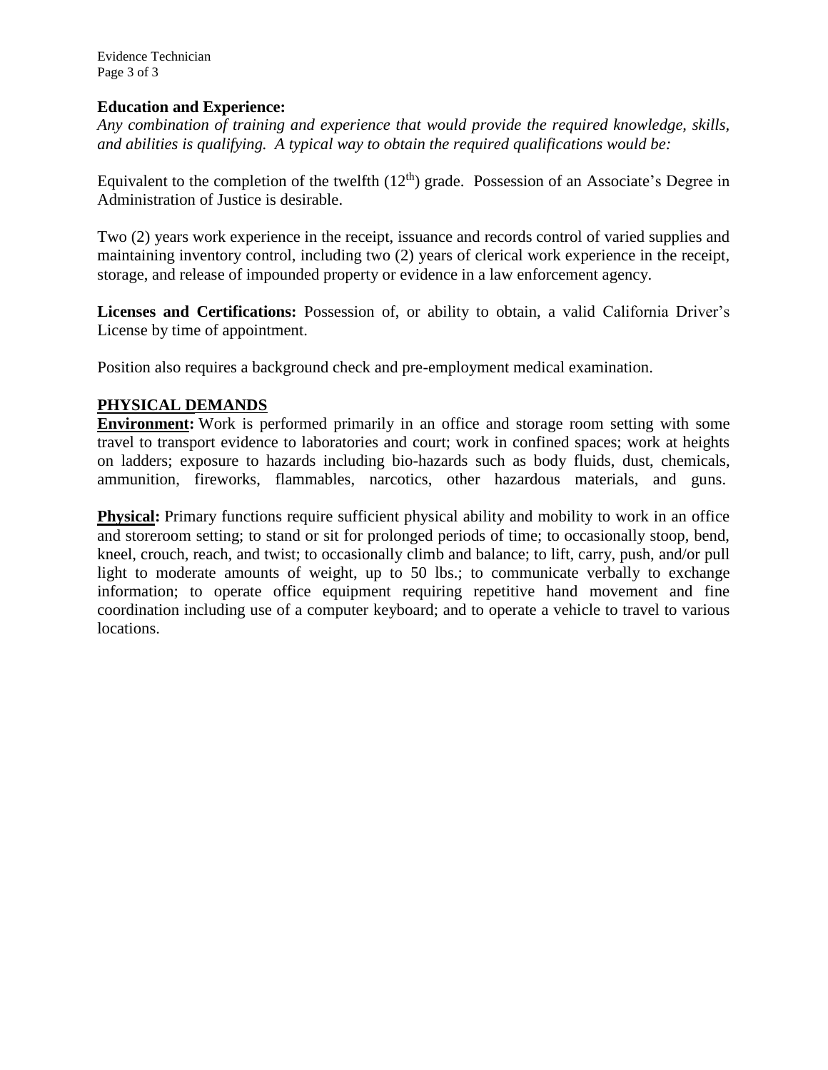**Education and Experience:**
*Any combination of training and experience that would provide the required knowledge, skills, and abilities is qualifying. A typical way to obtain the required qualifications would be:*

Equivalent to the completion of the twelfth (12th) grade. Possession of an Associate's Degree in Administration of Justice is desirable.

Two (2) years work experience in the receipt, issuance and records control of varied supplies and maintaining inventory control, including two (2) years of clerical work experience in the receipt, storage, and release of impounded property or evidence in a law enforcement agency.

**Licenses and Certifications:** Possession of, or ability to obtain, a valid California Driver's License by time of appointment.

Position also requires a background check and pre-employment medical examination.

## PHYSICAL DEMANDS

**Environment:** Work is performed primarily in an office and storage room setting with some travel to transport evidence to laboratories and court; work in confined spaces; work at heights on ladders; exposure to hazards including bio-hazards such as body fluids, dust, chemicals, ammunition, fireworks, flammables, narcotics, other hazardous materials, and guns.

**Physical:** Primary functions require sufficient physical ability and mobility to work in an office and storeroom setting; to stand or sit for prolonged periods of time; to occasionally stoop, bend, kneel, crouch, reach, and twist; to occasionally climb and balance; to lift, carry, push, and/or pull light to moderate amounts of weight, up to 50 lbs.; to communicate verbally to exchange information; to operate office equipment requiring repetitive hand movement and fine coordination including use of a computer keyboard; and to operate a vehicle to travel to various locations.